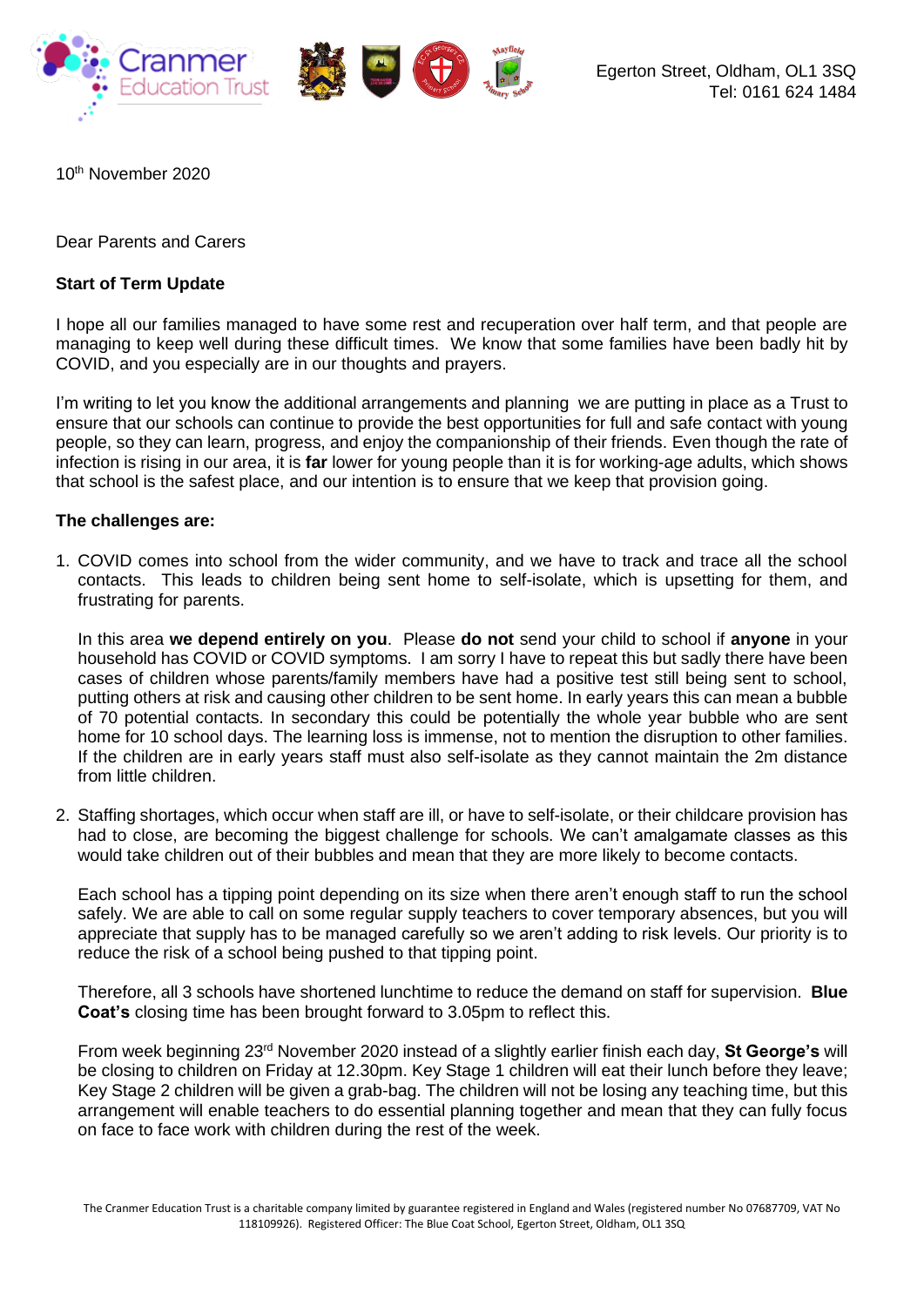Cranmer Education Trust

Egerton Street, Oldham, OL1 3SQ
Tel: 0161 624 1484

10th November 2020

Dear Parents and Carers

**Start of Term Update**

I hope all our families managed to have some rest and recuperation over half term, and that people are managing to keep well during these difficult times. We know that some families have been badly hit by COVID, and you especially are in our thoughts and prayers.

I'm writing to let you know the additional arrangements and planning we are putting in place as a Trust to ensure that our schools can continue to provide the best opportunities for full and safe contact with young people, so they can learn, progress, and enjoy the companionship of their friends. Even though the rate of infection is rising in our area, it is **far** lower for young people than it is for working-age adults, which shows that school is the safest place, and our intention is to ensure that we keep that provision going.

**The challenges are:**

1. COVID comes into school from the wider community, and we have to track and trace all the school contacts. This leads to children being sent home to self-isolate, which is upsetting for them, and frustrating for parents.

   In this area **we depend entirely on you**. Please **do not** send your child to school if **anyone** in your household has COVID or COVID symptoms. I am sorry I have to repeat this but sadly there have been cases of children whose parents/family members have had a positive test still being sent to school, putting others at risk and causing other children to be sent home. In early years this can mean a bubble of 70 potential contacts. In secondary this could be potentially the whole year bubble who are sent home for 10 school days. The learning loss is immense, not to mention the disruption to other families. If the children are in early years staff must also self-isolate as they cannot maintain the 2m distance from little children.

2. Staffing shortages, which occur when staff are ill, or have to self-isolate, or their childcare provision has had to close, are becoming the biggest challenge for schools. We can't amalgamate classes as this would take children out of their bubbles and mean that they are more likely to become contacts.

   Each school has a tipping point depending on its size when there aren't enough staff to run the school safely. We are able to call on some regular supply teachers to cover temporary absences, but you will appreciate that supply has to be managed carefully so we aren't adding to risk levels. Our priority is to reduce the risk of a school being pushed to that tipping point.

   Therefore, all 3 schools have shortened lunchtime to reduce the demand on staff for supervision. **Blue Coat's** closing time has been brought forward to 3.05pm to reflect this.

   From week beginning 23rd November 2020 instead of a slightly earlier finish each day, **St George's** will be closing to children on Friday at 12.30pm. Key Stage 1 children will eat their lunch before they leave; Key Stage 2 children will be given a grab-bag. The children will not be losing any teaching time, but this arrangement will enable teachers to do essential planning together and mean that they can fully focus on face to face work with children during the rest of the week.

The Cranmer Education Trust is a charitable company limited by guarantee registered in England and Wales (registered number No 07687709, VAT No 118109926). Registered Officer: The Blue Coat School, Egerton Street, Oldham, OL1 3SQ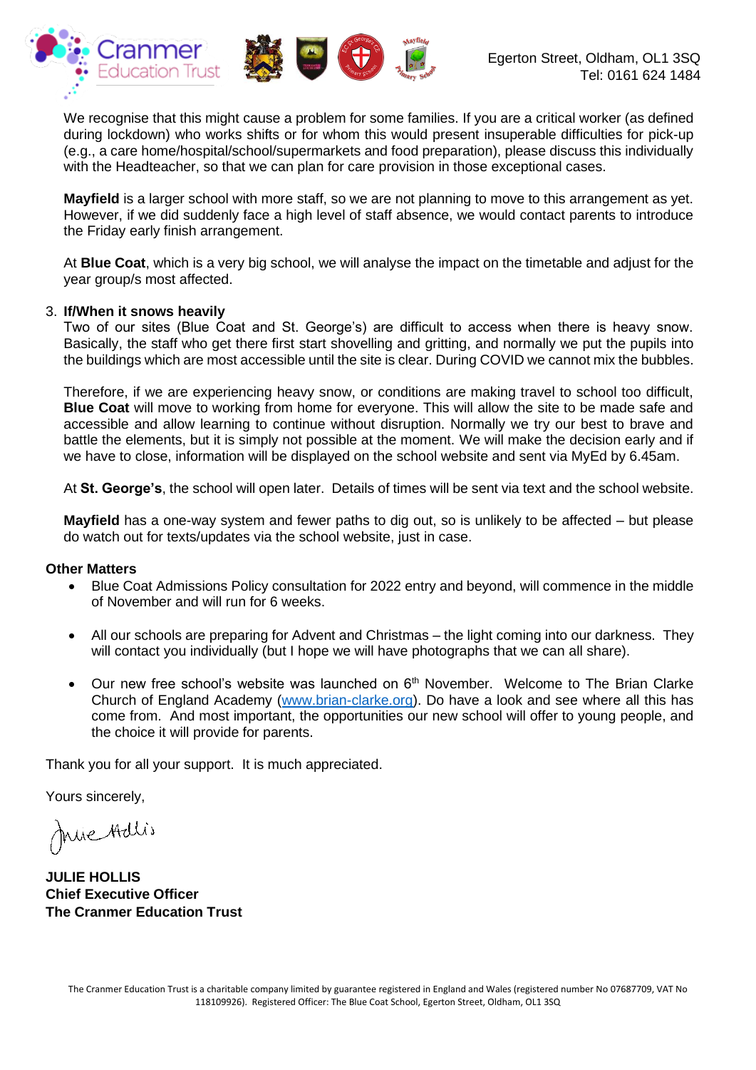We recognise that this might cause a problem for some families. If you are a critical worker (as defined during lockdown) who works shifts or for whom this would present insuperable difficulties for pick-up (e.g., a care home/hospital/school/supermarkets and food preparation), please discuss this individually with the Headteacher, so that we can plan for care provision in those exceptional cases.

**Mayfield** is a larger school with more staff, so we are not planning to move to this arrangement as yet. However, if we did suddenly face a high level of staff absence, we would contact parents to introduce the Friday early finish arrangement.

At **Blue Coat**, which is a very big school, we will analyse the impact on the timetable and adjust for the year group/s most affected.

3. **If/When it snows heavily**

   Two of our sites (Blue Coat and St. George's) are difficult to access when there is heavy snow. Basically, the staff who get there first start shovelling and gritting, and normally we put the pupils into the buildings which are most accessible until the site is clear. During COVID we cannot mix the bubbles.

   Therefore, if we are experiencing heavy snow, or conditions are making travel to school too difficult, **Blue Coat** will move to working from home for everyone. This will allow the site to be made safe and accessible and allow learning to continue without disruption. Normally we try our best to brave and battle the elements, but it is simply not possible at the moment. We will make the decision early and if we have to close, information will be displayed on the school website and sent via MyEd by 6.45am.

   At **St. George's**, the school will open later. Details of times will be sent via text and the school website.

   **Mayfield** has a one-way system and fewer paths to dig out, so is unlikely to be affected – but please do watch out for texts/updates via the school website, just in case.

**Other Matters**

- Blue Coat Admissions Policy consultation for 2022 entry and beyond, will commence in the middle of November and will run for 6 weeks.

- All our schools are preparing for Advent and Christmas – the light coming into our darkness. They will contact you individually (but I hope we will have photographs that we can all share).

- Our new free school's website was launched on 6th November. Welcome to The Brian Clarke Church of England Academy (www.brian-clarke.org). Do have a look and see where all this has come from. And most important, the opportunities our new school will offer to young people, and the choice it will provide for parents.

Thank you for all your support. It is much appreciated.

Yours sincerely,

Julie Hollis

**JULIE HOLLIS**
**Chief Executive Officer**
**The Cranmer Education Trust**